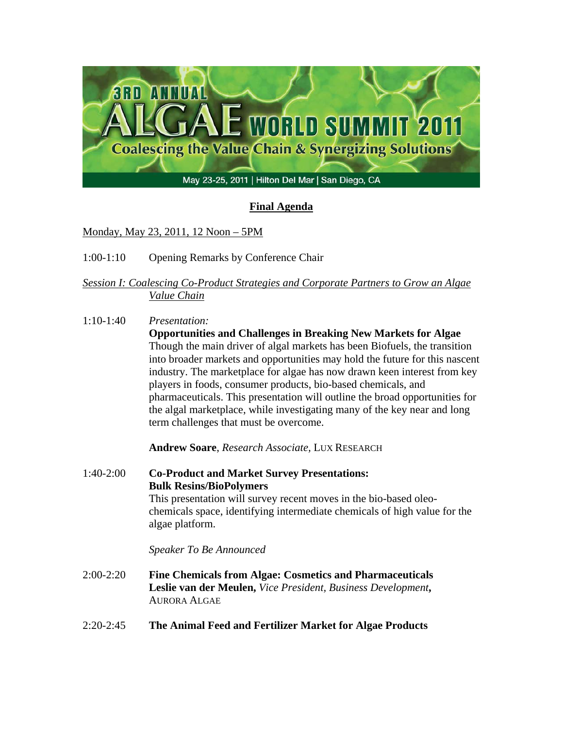# 3RD ANNUAL ALGAE WORLD SUMMIT 2011

## Coalescing the Value Chain & Synergizing Solutions

May 23-25, 2011 | Hilton Del Mar | San Diego, CA

## Final Agenda

Monday, May 23, 2011, 12 Noon – 5PM

1:00-1:10 Opening Remarks by Conference Chair

*Session I: Coalescing Co-Product Strategies and Corporate Partners to Grow an Algae Value Chain*

1:10-1:40 *Presentation:*
**Opportunities and Challenges in Breaking New Markets for Algae**
Though the main driver of algal markets has been Biofuels, the transition into broader markets and opportunities may hold the future for this nascent industry. The marketplace for algae has now drawn keen interest from key players in foods, consumer products, bio-based chemicals, and pharmaceuticals. This presentation will outline the broad opportunities for the algal marketplace, while investigating many of the key near and long term challenges that must be overcome.

**Andrew Soare**, *Research Associate,* LUX RESEARCH

1:40-2:00 **Co-Product and Market Survey Presentations:**
**Bulk Resins/BioPolymers**
This presentation will survey recent moves in the bio-based oleo-chemicals space, identifying intermediate chemicals of high value for the algae platform.

*Speaker To Be Announced*

2:00-2:20 **Fine Chemicals from Algae: Cosmetics and Pharmaceuticals**
**Leslie van der Meulen,** *Vice President, Business Development***,** AURORA ALGAE

2:20-2:45 **The Animal Feed and Fertilizer Market for Algae Products**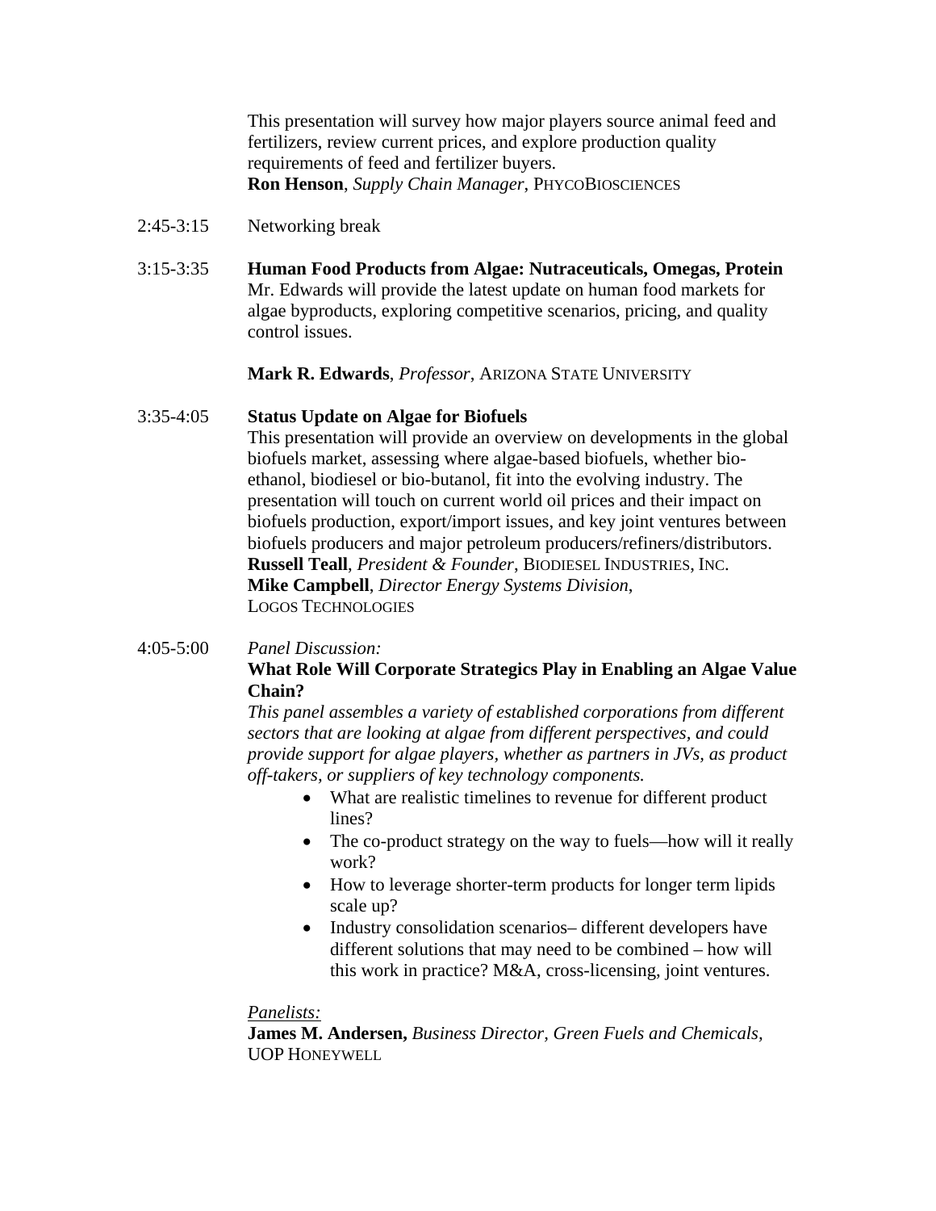This presentation will survey how major players source animal feed and fertilizers, review current prices, and explore production quality requirements of feed and fertilizer buyers.
**Ron Henson**, *Supply Chain Manager*, PHYCOBIOSCIENCES

2:45-3:15 Networking break

3:15-3:35 **Human Food Products from Algae: Nutraceuticals, Omegas, Protein**
Mr. Edwards will provide the latest update on human food markets for algae byproducts, exploring competitive scenarios, pricing, and quality control issues.

**Mark R. Edwards**, *Professor*, ARIZONA STATE UNIVERSITY

3:35-4:05 **Status Update on Algae for Biofuels**
This presentation will provide an overview on developments in the global biofuels market, assessing where algae-based biofuels, whether bio-ethanol, biodiesel or bio-butanol, fit into the evolving industry. The presentation will touch on current world oil prices and their impact on biofuels production, export/import issues, and key joint ventures between biofuels producers and major petroleum producers/refiners/distributors.
**Russell Teall**, *President & Founder*, BIODIESEL INDUSTRIES, INC.
**Mike Campbell**, *Director Energy Systems Division*, LOGOS TECHNOLOGIES

4:05-5:00 *Panel Discussion:*
**What Role Will Corporate Strategics Play in Enabling an Algae Value Chain?**
*This panel assembles a variety of established corporations from different sectors that are looking at algae from different perspectives, and could provide support for algae players, whether as partners in JVs, as product off-takers, or suppliers of key technology components.*

- What are realistic timelines to revenue for different product lines?
- The co-product strategy on the way to fuels—how will it really work?
- How to leverage shorter-term products for longer term lipids scale up?
- Industry consolidation scenarios– different developers have different solutions that may need to be combined – how will this work in practice? M&A, cross-licensing, joint ventures.

*Panelists:*
**James M. Andersen,** *Business Director, Green Fuels and Chemicals,* UOP HONEYWELL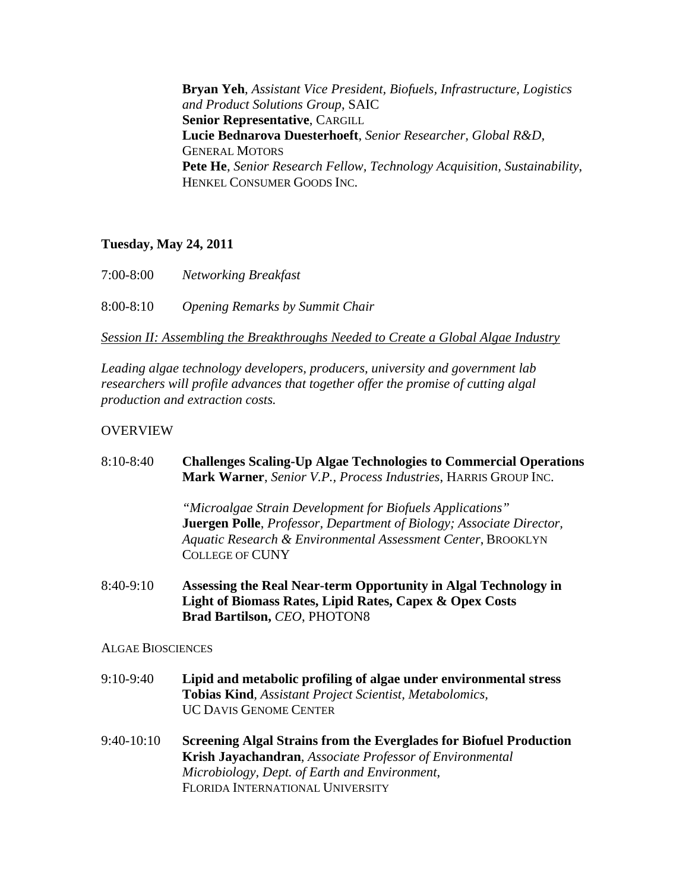**Bryan Yeh**, *Assistant Vice President, Biofuels, Infrastructure, Logistics and Product Solutions Group*, SAIC
**Senior Representative**, CARGILL
**Lucie Bednarova Duesterhoeft**, *Senior Researcher, Global R&D*, GENERAL MOTORS
**Pete He**, *Senior Research Fellow, Technology Acquisition, Sustainability*, HENKEL CONSUMER GOODS INC.

**Tuesday, May 24, 2011**

7:00-8:00 *Networking Breakfast*

8:00-8:10 *Opening Remarks by Summit Chair*

*Session II: Assembling the Breakthroughs Needed to Create a Global Algae Industry*

*Leading algae technology developers, producers, university and government lab researchers will profile advances that together offer the promise of cutting algal production and extraction costs.*

OVERVIEW

8:10-8:40 **Challenges Scaling-Up Algae Technologies to Commercial Operations**
**Mark Warner**, *Senior V.P., Process Industries*, HARRIS GROUP INC.

*"Microalgae Strain Development for Biofuels Applications"*
**Juergen Polle**, *Professor, Department of Biology; Associate Director, Aquatic Research & Environmental Assessment Center*, BROOKLYN COLLEGE OF CUNY

8:40-9:10 **Assessing the Real Near-term Opportunity in Algal Technology in Light of Biomass Rates, Lipid Rates, Capex & Opex Costs**
**Brad Bartilson,** *CEO*, PHOTON8

ALGAE BIOSCIENCES

9:10-9:40 **Lipid and metabolic profiling of algae under environmental stress**
**Tobias Kind**, *Assistant Project Scientist, Metabolomics*, UC DAVIS GENOME CENTER

9:40-10:10 **Screening Algal Strains from the Everglades for Biofuel Production**
**Krish Jayachandran**, *Associate Professor of Environmental Microbiology, Dept. of Earth and Environment*, FLORIDA INTERNATIONAL UNIVERSITY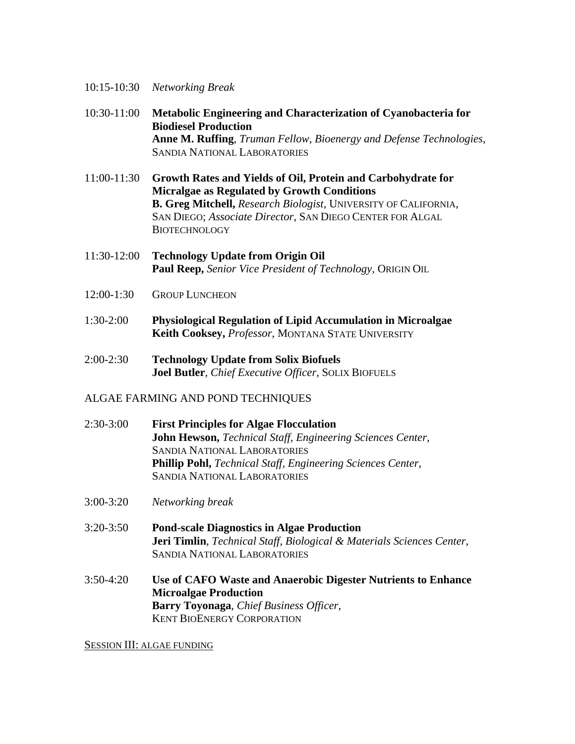10:15-10:30 *Networking Break*

10:30-11:00 **Metabolic Engineering and Characterization of Cyanobacteria for Biodiesel Production**
**Anne M. Ruffing**, *Truman Fellow, Bioenergy and Defense Technologies*, SANDIA NATIONAL LABORATORIES

11:00-11:30 **Growth Rates and Yields of Oil, Protein and Carbohydrate for Micralgae as Regulated by Growth Conditions**
**B. Greg Mitchell,** *Research Biologist*, UNIVERSITY OF CALIFORNIA, SAN DIEGO; *Associate Director*, SAN DIEGO CENTER FOR ALGAL BIOTECHNOLOGY

11:30-12:00 **Technology Update from Origin Oil**
**Paul Reep,** *Senior Vice President of Technology,* ORIGIN OIL

12:00-1:30 GROUP LUNCHEON

1:30-2:00 **Physiological Regulation of Lipid Accumulation in Microalgae**
**Keith Cooksey,** *Professor*, MONTANA STATE UNIVERSITY

2:00-2:30 **Technology Update from Solix Biofuels**
**Joel Butler**, *Chief Executive Officer*, SOLIX BIOFUELS

ALGAE FARMING AND POND TECHNIQUES

2:30-3:00 **First Principles for Algae Flocculation**
**John Hewson,** *Technical Staff, Engineering Sciences Center,* SANDIA NATIONAL LABORATORIES
**Phillip Pohl,** *Technical Staff, Engineering Sciences Center,* SANDIA NATIONAL LABORATORIES

3:00-3:20 *Networking break*

3:20-3:50 **Pond-scale Diagnostics in Algae Production**
**Jeri Timlin**, *Technical Staff, Biological & Materials Sciences Center,* SANDIA NATIONAL LABORATORIES

3:50-4:20 **Use of CAFO Waste and Anaerobic Digester Nutrients to Enhance Microalgae Production**
**Barry Toyonaga**, *Chief Business Officer*, KENT BIOENERGY CORPORATION

SESSION III: ALGAE FUNDING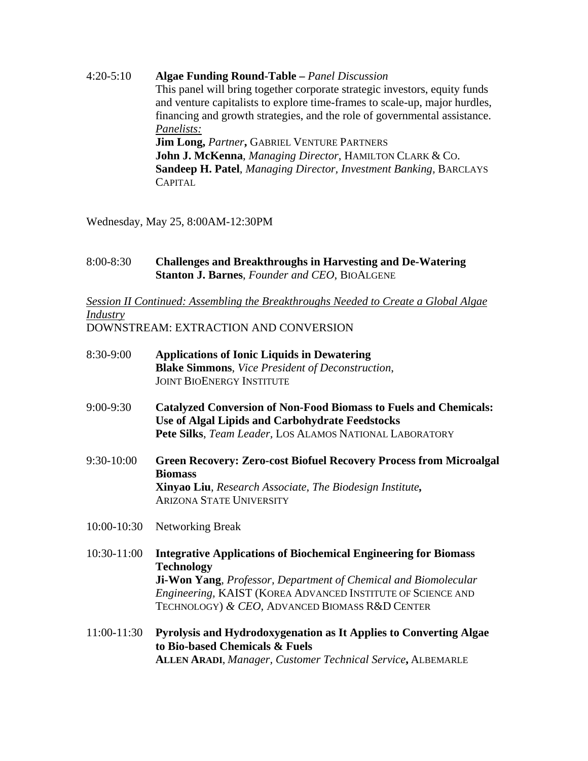4:20-5:10 **Algae Funding Round-Table –** *Panel Discussion*
This panel will bring together corporate strategic investors, equity funds and venture capitalists to explore time-frames to scale-up, major hurdles, financing and growth strategies, and the role of governmental assistance.
*Panelists:*
**Jim Long,** *Partner***,** GABRIEL VENTURE PARTNERS
**John J. McKenna**, *Managing Director*, HAMILTON CLARK & CO.
**Sandeep H. Patel**, *Managing Director, Investment Banking*, BARCLAYS CAPITAL

Wednesday, May 25, 8:00AM-12:30PM

8:00-8:30 **Challenges and Breakthroughs in Harvesting and De-Watering**
**Stanton J. Barnes**, *Founder and CEO*, BIOALGENE

*Session II Continued: Assembling the Breakthroughs Needed to Create a Global Algae Industry*
DOWNSTREAM: EXTRACTION AND CONVERSION

8:30-9:00 **Applications of Ionic Liquids in Dewatering**
**Blake Simmons**, *Vice President of Deconstruction*, JOINT BIOENERGY INSTITUTE

9:00-9:30 **Catalyzed Conversion of Non-Food Biomass to Fuels and Chemicals: Use of Algal Lipids and Carbohydrate Feedstocks**
**Pete Silks**, *Team Leader*, LOS ALAMOS NATIONAL LABORATORY

9:30-10:00 **Green Recovery: Zero-cost Biofuel Recovery Process from Microalgal Biomass**
**Xinyao Liu**, *Research Associate, The Biodesign Institute***,** ARIZONA STATE UNIVERSITY

10:00-10:30 Networking Break

10:30-11:00 **Integrative Applications of Biochemical Engineering for Biomass Technology**
**Ji-Won Yang**, *Professor, Department of Chemical and Biomolecular Engineering*, KAIST (KOREA ADVANCED INSTITUTE OF SCIENCE AND TECHNOLOGY) *& CEO*, ADVANCED BIOMASS R&D CENTER

11:00-11:30 **Pyrolysis and Hydrodoxygenation as It Applies to Converting Algae to Bio-based Chemicals & Fuels**
**ALLEN ARADI**, *Manager, Customer Technical Service***,** ALBEMARLE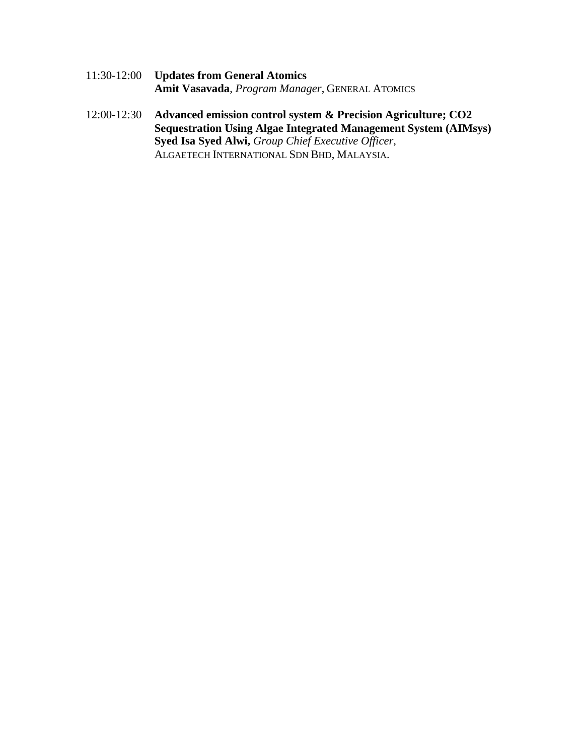11:30-12:00 **Updates from General Atomics**
**Amit Vasavada**, *Program Manager*, GENERAL ATOMICS

12:00-12:30 **Advanced emission control system & Precision Agriculture; CO2 Sequestration Using Algae Integrated Management System (AIMsys)**
**Syed Isa Syed Alwi,** *Group Chief Executive Officer*,
ALGAETECH INTERNATIONAL SDN BHD, MALAYSIA.